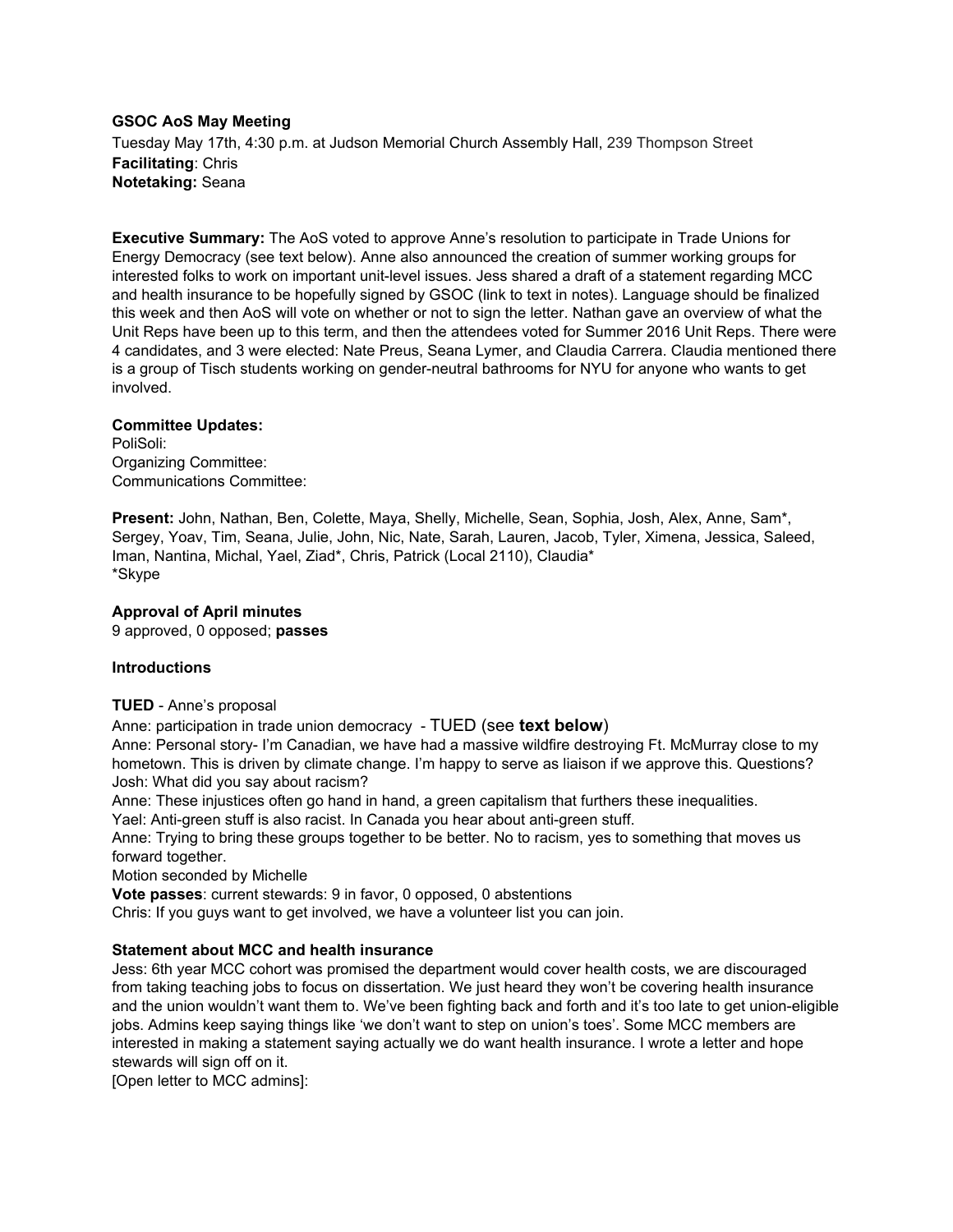**GSOC AoS May Meeting**

Tuesday May 17th, 4:30 p.m. at Judson Memorial Church Assembly Hall, 239 Thompson Street
**Facilitating**: Chris
**Notetaking:** Seana

**Executive Summary:** The AoS voted to approve Anne's resolution to participate in Trade Unions for Energy Democracy (see text below). Anne also announced the creation of summer working groups for interested folks to work on important unit-level issues. Jess shared a draft of a statement regarding MCC and health insurance to be hopefully signed by GSOC (link to text in notes). Language should be finalized this week and then AoS will vote on whether or not to sign the letter. Nathan gave an overview of what the Unit Reps have been up to this term, and then the attendees voted for Summer 2016 Unit Reps. There were 4 candidates, and 3 were elected: Nate Preus, Seana Lymer, and Claudia Carrera. Claudia mentioned there is a group of Tisch students working on gender-neutral bathrooms for NYU for anyone who wants to get involved.

**Committee Updates:**
PoliSoli:
Organizing Committee:
Communications Committee:

**Present:** John, Nathan, Ben, Colette, Maya, Shelly, Michelle, Sean, Sophia, Josh, Alex, Anne, Sam*, Sergey, Yoav, Tim, Seana, Julie, John, Nic, Nate, Sarah, Lauren, Jacob, Tyler, Ximena, Jessica, Saleed, Iman, Nantina, Michal, Yael, Ziad*, Chris, Patrick (Local 2110), Claudia*
*Skype

**Approval of April minutes**
9 approved, 0 opposed; **passes**

**Introductions**

**TUED** - Anne's proposal

Anne: participation in trade union democracy - TUED (see **text below**)
Anne: Personal story- I'm Canadian, we have had a massive wildfire destroying Ft. McMurray close to my hometown. This is driven by climate change. I'm happy to serve as liaison if we approve this. Questions?
Josh: What did you say about racism?
Anne: These injustices often go hand in hand, a green capitalism that furthers these inequalities.
Yael: Anti-green stuff is also racist. In Canada you hear about anti-green stuff.
Anne: Trying to bring these groups together to be better. No to racism, yes to something that moves us forward together.
Motion seconded by Michelle
**Vote passes**: current stewards: 9 in favor, 0 opposed, 0 abstentions
Chris: If you guys want to get involved, we have a volunteer list you can join.

**Statement about MCC and health insurance**

Jess: 6th year MCC cohort was promised the department would cover health costs, we are discouraged from taking teaching jobs to focus on dissertation. We just heard they won't be covering health insurance and the union wouldn't want them to. We've been fighting back and forth and it's too late to get union-eligible jobs. Admins keep saying things like 'we don't want to step on union's toes'. Some MCC members are interested in making a statement saying actually we do want health insurance. I wrote a letter and hope stewards will sign off on it.
[Open letter to MCC admins]: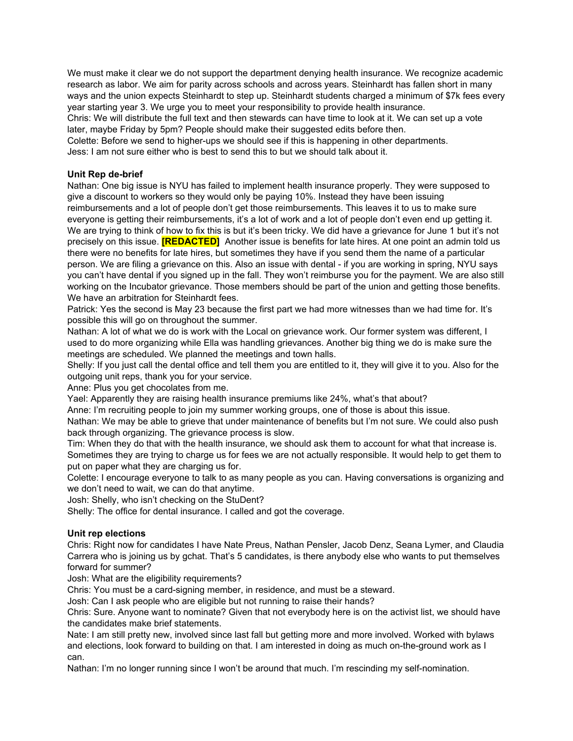We must make it clear we do not support the department denying health insurance. We recognize academic research as labor. We aim for parity across schools and across years. Steinhardt has fallen short in many ways and the union expects Steinhardt to step up. Steinhardt students charged a minimum of $7k fees every year starting year 3. We urge you to meet your responsibility to provide health insurance.

Chris: We will distribute the full text and then stewards can have time to look at it. We can set up a vote later, maybe Friday by 5pm? People should make their suggested edits before then.

Colette: Before we send to higher-ups we should see if this is happening in other departments.

Jess: I am not sure either who is best to send this to but we should talk about it.

**Unit Rep de-brief**

Nathan: One big issue is NYU has failed to implement health insurance properly. They were supposed to give a discount to workers so they would only be paying 10%. Instead they have been issuing reimbursements and a lot of people don't get those reimbursements. This leaves it to us to make sure everyone is getting their reimbursements, it's a lot of work and a lot of people don't even end up getting it. We are trying to think of how to fix this is but it's been tricky. We did have a grievance for June 1 but it's not precisely on this issue. **[REDACTED]** Another issue is benefits for late hires. At one point an admin told us there were no benefits for late hires, but sometimes they have if you send them the name of a particular person. We are filing a grievance on this. Also an issue with dental - if you are working in spring, NYU says you can't have dental if you signed up in the fall. They won't reimburse you for the payment. We are also still working on the Incubator grievance. Those members should be part of the union and getting those benefits. We have an arbitration for Steinhardt fees.

Patrick: Yes the second is May 23 because the first part we had more witnesses than we had time for. It's possible this will go on throughout the summer.

Nathan: A lot of what we do is work with the Local on grievance work. Our former system was different, I used to do more organizing while Ella was handling grievances. Another big thing we do is make sure the meetings are scheduled. We planned the meetings and town halls.

Shelly: If you just call the dental office and tell them you are entitled to it, they will give it to you. Also for the outgoing unit reps, thank you for your service.

Anne: Plus you get chocolates from me.

Yael: Apparently they are raising health insurance premiums like 24%, what's that about?

Anne: I'm recruiting people to join my summer working groups, one of those is about this issue.

Nathan: We may be able to grieve that under maintenance of benefits but I'm not sure. We could also push back through organizing. The grievance process is slow.

Tim: When they do that with the health insurance, we should ask them to account for what that increase is. Sometimes they are trying to charge us for fees we are not actually responsible. It would help to get them to put on paper what they are charging us for.

Colette: I encourage everyone to talk to as many people as you can. Having conversations is organizing and we don't need to wait, we can do that anytime.

Josh: Shelly, who isn't checking on the StuDent?

Shelly: The office for dental insurance. I called and got the coverage.

**Unit rep elections**

Chris: Right now for candidates I have Nate Preus, Nathan Pensler, Jacob Denz, Seana Lymer, and Claudia Carrera who is joining us by gchat. That's 5 candidates, is there anybody else who wants to put themselves forward for summer?

Josh: What are the eligibility requirements?

Chris: You must be a card-signing member, in residence, and must be a steward.

Josh: Can I ask people who are eligible but not running to raise their hands?

Chris: Sure. Anyone want to nominate? Given that not everybody here is on the activist list, we should have the candidates make brief statements.

Nate: I am still pretty new, involved since last fall but getting more and more involved. Worked with bylaws and elections, look forward to building on that. I am interested in doing as much on-the-ground work as I can.

Nathan: I'm no longer running since I won't be around that much. I'm rescinding my self-nomination.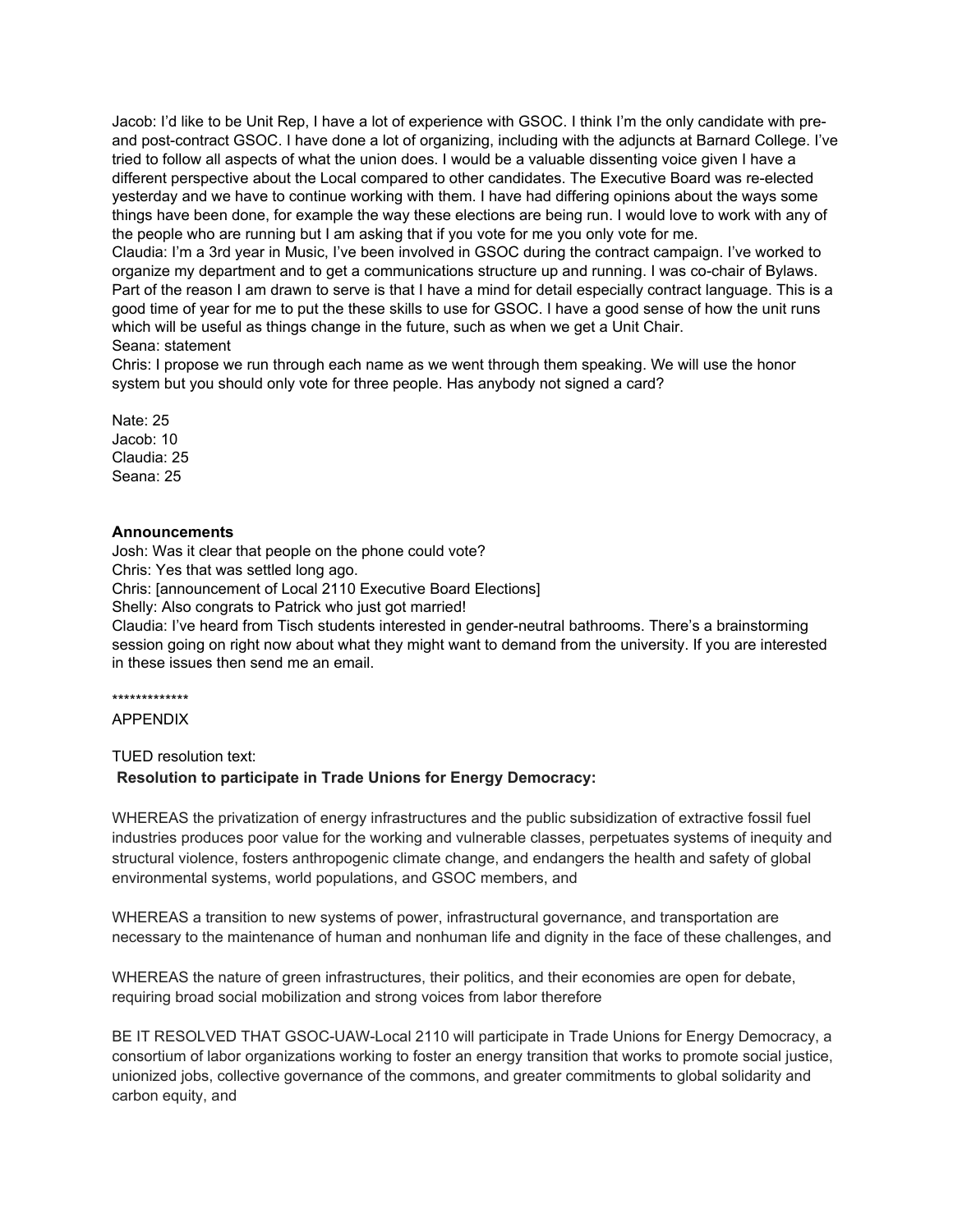Jacob: I'd like to be Unit Rep, I have a lot of experience with GSOC. I think I'm the only candidate with pre- and post-contract GSOC. I have done a lot of organizing, including with the adjuncts at Barnard College. I've tried to follow all aspects of what the union does. I would be a valuable dissenting voice given I have a different perspective about the Local compared to other candidates. The Executive Board was re-elected yesterday and we have to continue working with them. I have had differing opinions about the ways some things have been done, for example the way these elections are being run. I would love to work with any of the people who are running but I am asking that if you vote for me you only vote for me.

Claudia: I'm a 3rd year in Music, I've been involved in GSOC during the contract campaign. I've worked to organize my department and to get a communications structure up and running. I was co-chair of Bylaws. Part of the reason I am drawn to serve is that I have a mind for detail especially contract language. This is a good time of year for me to put the these skills to use for GSOC. I have a good sense of how the unit runs which will be useful as things change in the future, such as when we get a Unit Chair.

Seana: statement

Chris: I propose we run through each name as we went through them speaking. We will use the honor system but you should only vote for three people. Has anybody not signed a card?

Nate: 25
Jacob: 10
Claudia: 25
Seana: 25

**Announcements**

Josh: Was it clear that people on the phone could vote?

Chris: Yes that was settled long ago.

Chris: [announcement of Local 2110 Executive Board Elections]

Shelly: Also congrats to Patrick who just got married!

Claudia: I've heard from Tisch students interested in gender-neutral bathrooms. There's a brainstorming session going on right now about what they might want to demand from the university. If you are interested in these issues then send me an email.

*************

APPENDIX

TUED resolution text:

**Resolution to participate in Trade Unions for Energy Democracy:**

WHEREAS the privatization of energy infrastructures and the public subsidization of extractive fossil fuel industries produces poor value for the working and vulnerable classes, perpetuates systems of inequity and structural violence, fosters anthropogenic climate change, and endangers the health and safety of global environmental systems, world populations, and GSOC members, and

WHEREAS a transition to new systems of power, infrastructural governance, and transportation are necessary to the maintenance of human and nonhuman life and dignity in the face of these challenges, and

WHEREAS the nature of green infrastructures, their politics, and their economies are open for debate, requiring broad social mobilization and strong voices from labor therefore

BE IT RESOLVED THAT GSOC-UAW-Local 2110 will participate in Trade Unions for Energy Democracy, a consortium of labor organizations working to foster an energy transition that works to promote social justice, unionized jobs, collective governance of the commons, and greater commitments to global solidarity and carbon equity, and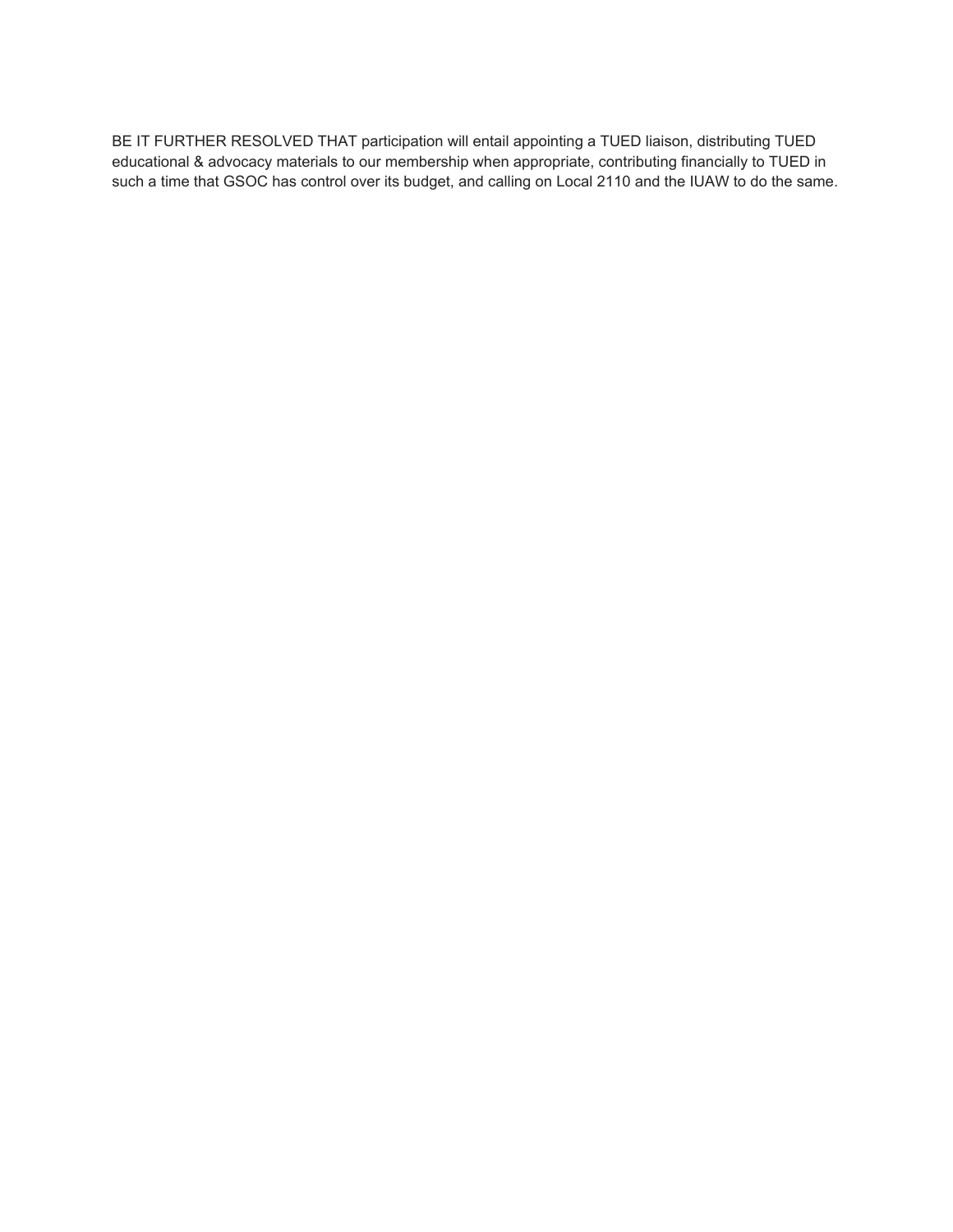BE IT FURTHER RESOLVED THAT participation will entail appointing a TUED liaison, distributing TUED educational & advocacy materials to our membership when appropriate, contributing financially to TUED in such a time that GSOC has control over its budget, and calling on Local 2110 and the IUAW to do the same.